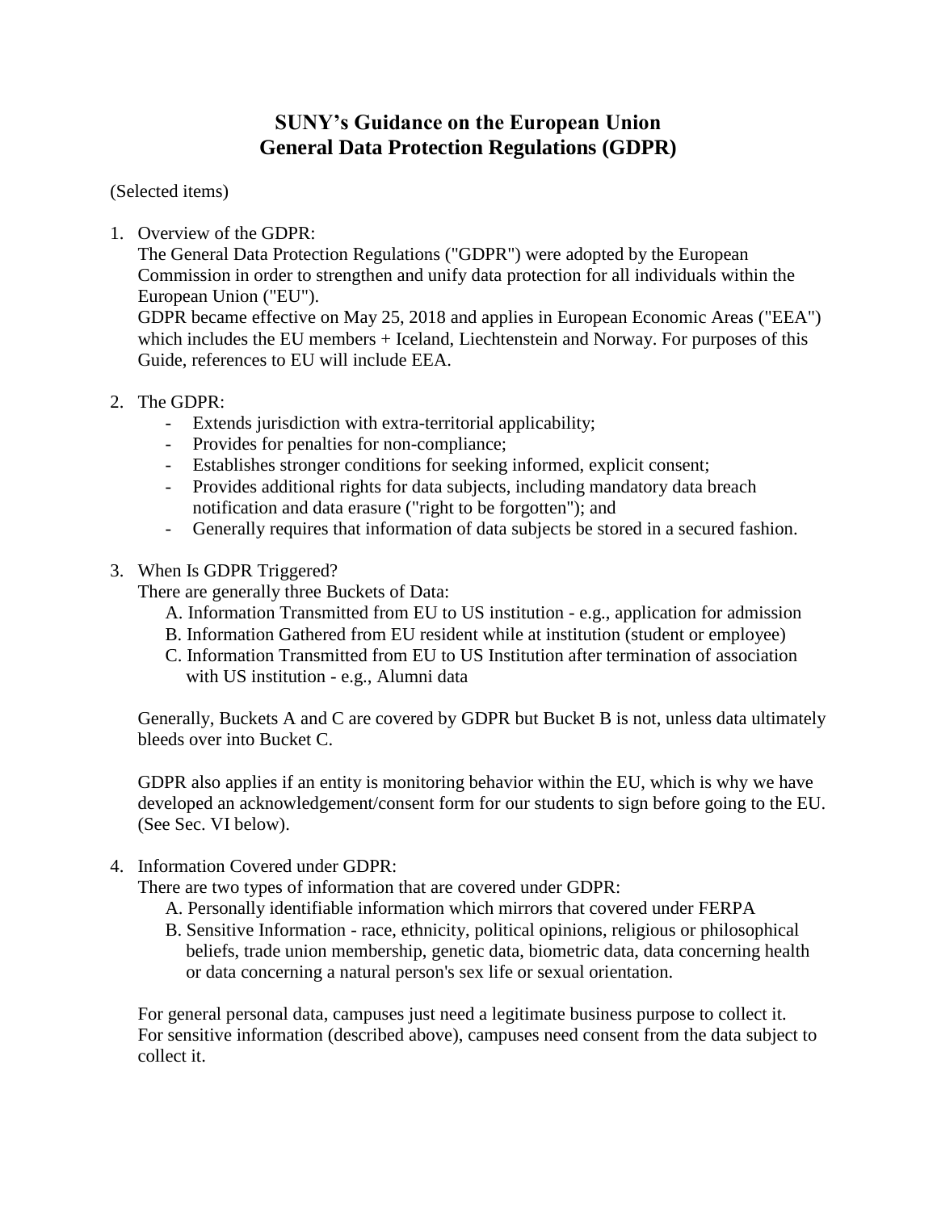# SUNY's Guidance on the European Union
# General Data Protection Regulations (GDPR)

(Selected items)

1. Overview of the GDPR:
   The General Data Protection Regulations ("GDPR") were adopted by the European Commission in order to strengthen and unify data protection for all individuals within the European Union ("EU").
   GDPR became effective on May 25, 2018 and applies in European Economic Areas ("EEA") which includes the EU members + Iceland, Liechtenstein and Norway. For purposes of this Guide, references to EU will include EEA.

2. The GDPR:
   - Extends jurisdiction with extra-territorial applicability;
   - Provides for penalties for non-compliance;
   - Establishes stronger conditions for seeking informed, explicit consent;
   - Provides additional rights for data subjects, including mandatory data breach notification and data erasure ("right to be forgotten"); and
   - Generally requires that information of data subjects be stored in a secured fashion.

3. When Is GDPR Triggered?
   There are generally three Buckets of Data:
   A. Information Transmitted from EU to US institution - e.g., application for admission
   B. Information Gathered from EU resident while at institution (student or employee)
   C. Information Transmitted from EU to US Institution after termination of association with US institution - e.g., Alumni data

   Generally, Buckets A and C are covered by GDPR but Bucket B is not, unless data ultimately bleeds over into Bucket C.

   GDPR also applies if an entity is monitoring behavior within the EU, which is why we have developed an acknowledgement/consent form for our students to sign before going to the EU. (See Sec. VI below).

4. Information Covered under GDPR:
   There are two types of information that are covered under GDPR:
   A. Personally identifiable information which mirrors that covered under FERPA
   B. Sensitive Information - race, ethnicity, political opinions, religious or philosophical beliefs, trade union membership, genetic data, biometric data, data concerning health or data concerning a natural person's sex life or sexual orientation.

   For general personal data, campuses just need a legitimate business purpose to collect it. For sensitive information (described above), campuses need consent from the data subject to collect it.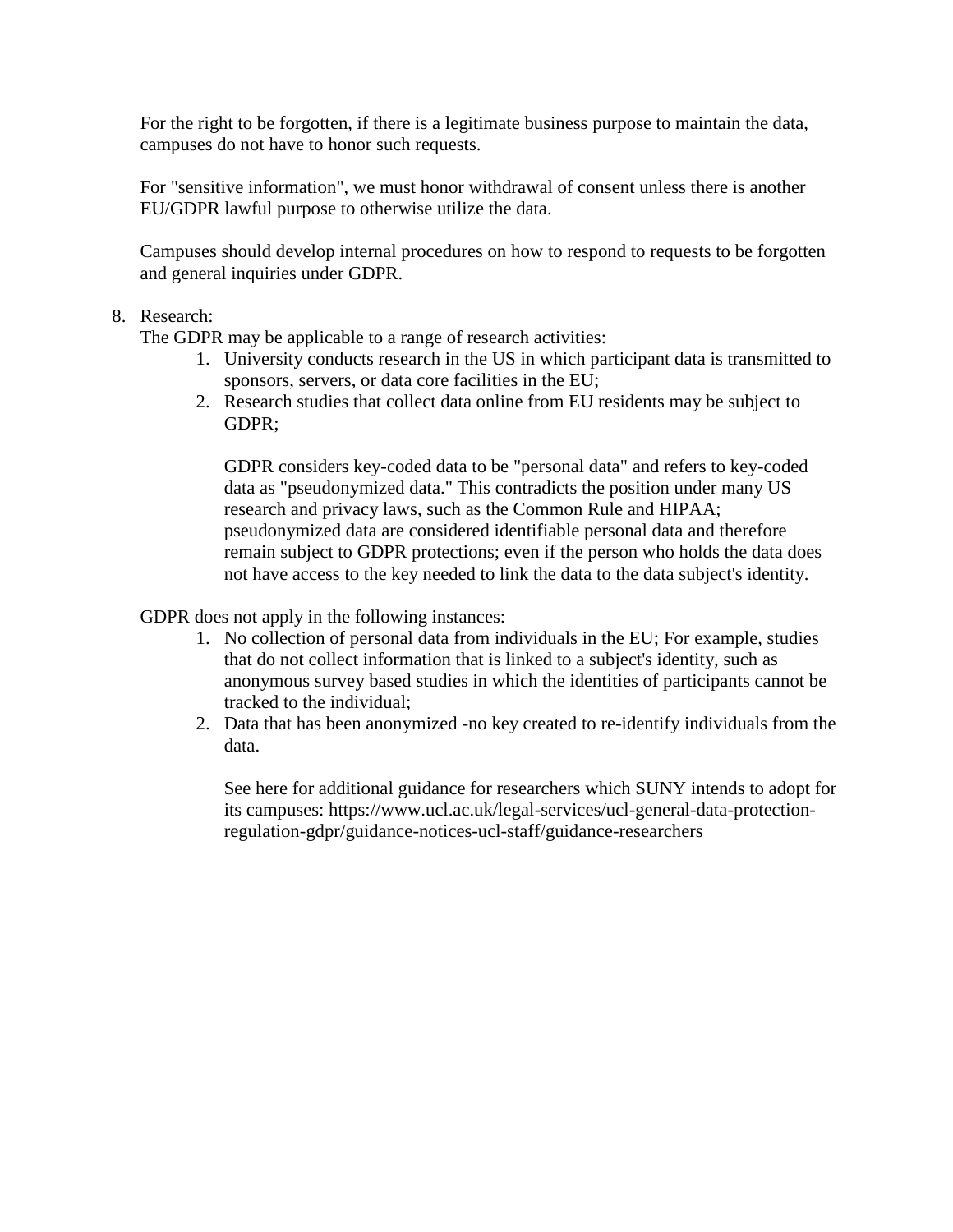For the right to be forgotten, if there is a legitimate business purpose to maintain the data, campuses do not have to honor such requests.

For "sensitive information", we must honor withdrawal of consent unless there is another EU/GDPR lawful purpose to otherwise utilize the data.

Campuses should develop internal procedures on how to respond to requests to be forgotten and general inquiries under GDPR.

8. Research:
   The GDPR may be applicable to a range of research activities:
   1. University conducts research in the US in which participant data is transmitted to sponsors, servers, or data core facilities in the EU;
   2. Research studies that collect data online from EU residents may be subject to GDPR;

      GDPR considers key-coded data to be "personal data" and refers to key-coded data as "pseudonymized data." This contradicts the position under many US research and privacy laws, such as the Common Rule and HIPAA; pseudonymized data are considered identifiable personal data and therefore remain subject to GDPR protections; even if the person who holds the data does not have access to the key needed to link the data to the data subject's identity.

   GDPR does not apply in the following instances:
   1. No collection of personal data from individuals in the EU; For example, studies that do not collect information that is linked to a subject's identity, such as anonymous survey based studies in which the identities of participants cannot be tracked to the individual;
   2. Data that has been anonymized -no key created to re-identify individuals from the data.

      See here for additional guidance for researchers which SUNY intends to adopt for its campuses: https://www.ucl.ac.uk/legal-services/ucl-general-data-protection-regulation-gdpr/guidance-notices-ucl-staff/guidance-researchers